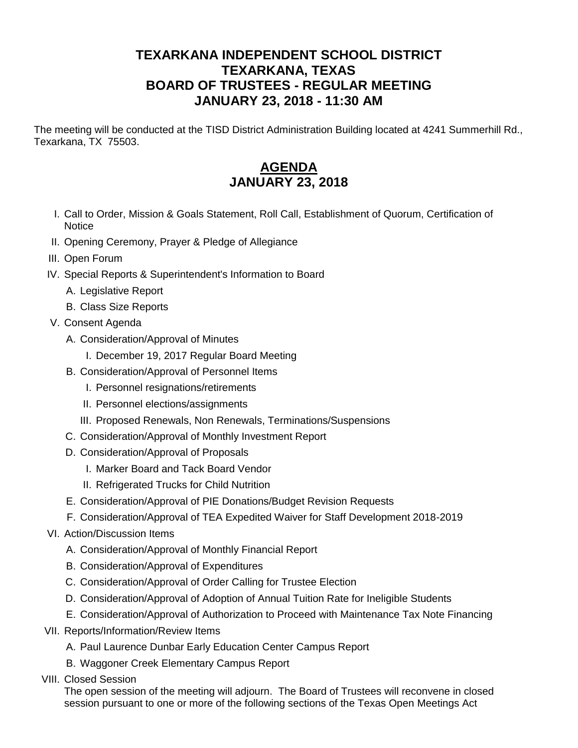# TEXARKANA INDEPENDENT SCHOOL DISTRICT
# TEXARKANA, TEXAS
# BOARD OF TRUSTEES - REGULAR MEETING
# JANUARY 23, 2018 - 11:30 AM

The meeting will be conducted at the TISD District Administration Building located at 4241 Summerhill Rd., Texarkana, TX 75503.

## AGENDA
## JANUARY 23, 2018

I. Call to Order, Mission & Goals Statement, Roll Call, Establishment of Quorum, Certification of Notice

II. Opening Ceremony, Prayer & Pledge of Allegiance

III. Open Forum

IV. Special Reports & Superintendent's Information to Board
   - A. Legislative Report
   - B. Class Size Reports

V. Consent Agenda
   - A. Consideration/Approval of Minutes
     - I. December 19, 2017 Regular Board Meeting
   - B. Consideration/Approval of Personnel Items
     - I. Personnel resignations/retirements
     - II. Personnel elections/assignments
     - III. Proposed Renewals, Non Renewals, Terminations/Suspensions
   - C. Consideration/Approval of Monthly Investment Report
   - D. Consideration/Approval of Proposals
     - I. Marker Board and Tack Board Vendor
     - II. Refrigerated Trucks for Child Nutrition
   - E. Consideration/Approval of PIE Donations/Budget Revision Requests
   - F. Consideration/Approval of TEA Expedited Waiver for Staff Development 2018-2019

VI. Action/Discussion Items
   - A. Consideration/Approval of Monthly Financial Report
   - B. Consideration/Approval of Expenditures
   - C. Consideration/Approval of Order Calling for Trustee Election
   - D. Consideration/Approval of Adoption of Annual Tuition Rate for Ineligible Students
   - E. Consideration/Approval of Authorization to Proceed with Maintenance Tax Note Financing

VII. Reports/Information/Review Items
   - A. Paul Laurence Dunbar Early Education Center Campus Report
   - B. Waggoner Creek Elementary Campus Report

VIII. Closed Session

The open session of the meeting will adjourn. The Board of Trustees will reconvene in closed session pursuant to one or more of the following sections of the Texas Open Meetings Act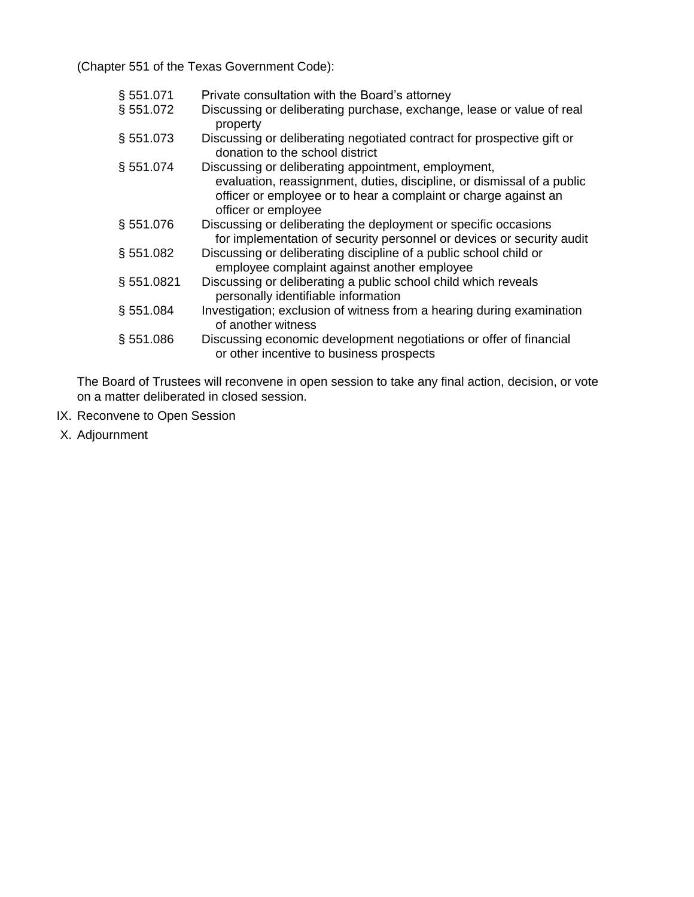(Chapter 551 of the Texas Government Code):

| | |
|---|---|
| § 551.071 | Private consultation with the Board's attorney |
| § 551.072 | Discussing or deliberating purchase, exchange, lease or value of real property |
| § 551.073 | Discussing or deliberating negotiated contract for prospective gift or donation to the school district |
| § 551.074 | Discussing or deliberating appointment, employment, evaluation, reassignment, duties, discipline, or dismissal of a public officer or employee or to hear a complaint or charge against an officer or employee |
| § 551.076 | Discussing or deliberating the deployment or specific occasions for implementation of security personnel or devices or security audit |
| § 551.082 | Discussing or deliberating discipline of a public school child or employee complaint against another employee |
| § 551.0821 | Discussing or deliberating a public school child which reveals personally identifiable information |
| § 551.084 | Investigation; exclusion of witness from a hearing during examination of another witness |
| § 551.086 | Discussing economic development negotiations or offer of financial or other incentive to business prospects |

The Board of Trustees will reconvene in open session to take any final action, decision, or vote on a matter deliberated in closed session.

IX. Reconvene to Open Session

X. Adjournment